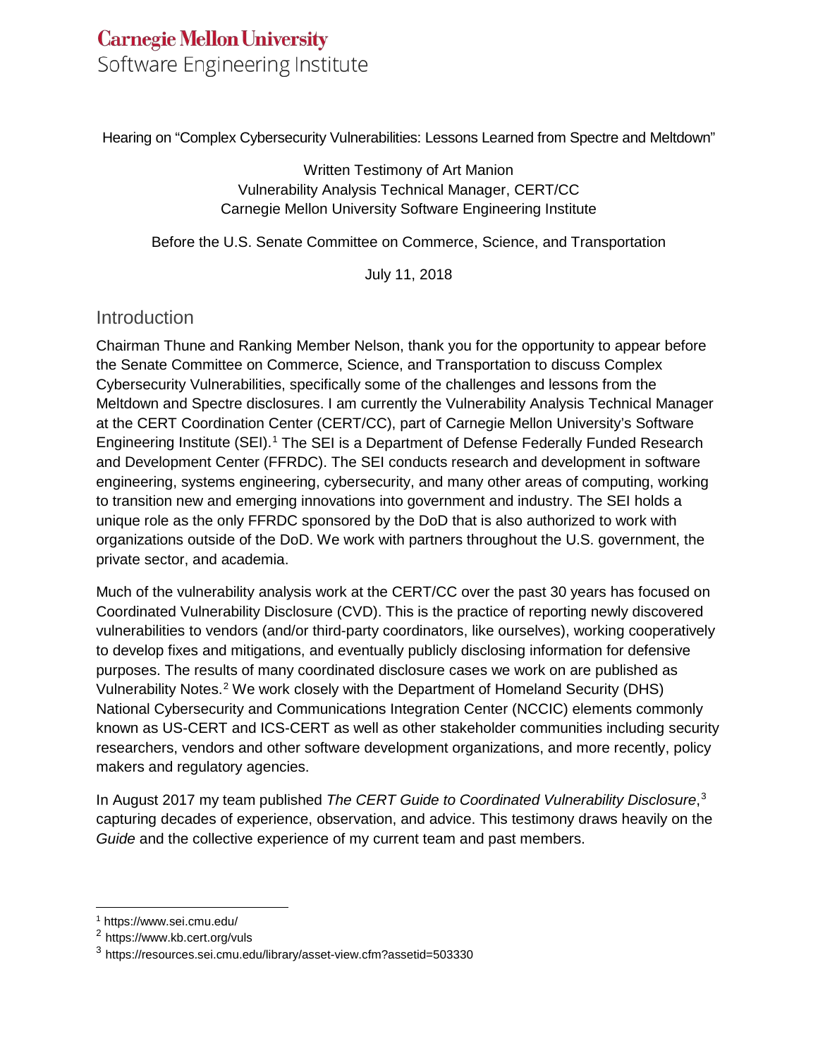Carnegie Mellon University
Software Engineering Institute

Hearing on "Complex Cybersecurity Vulnerabilities: Lessons Learned from Spectre and Meltdown"

Written Testimony of Art Manion
Vulnerability Analysis Technical Manager, CERT/CC
Carnegie Mellon University Software Engineering Institute

Before the U.S. Senate Committee on Commerce, Science, and Transportation

July 11, 2018

## Introduction

Chairman Thune and Ranking Member Nelson, thank you for the opportunity to appear before the Senate Committee on Commerce, Science, and Transportation to discuss Complex Cybersecurity Vulnerabilities, specifically some of the challenges and lessons from the Meltdown and Spectre disclosures. I am currently the Vulnerability Analysis Technical Manager at the CERT Coordination Center (CERT/CC), part of Carnegie Mellon University's Software Engineering Institute (SEI).[1] The SEI is a Department of Defense Federally Funded Research and Development Center (FFRDC). The SEI conducts research and development in software engineering, systems engineering, cybersecurity, and many other areas of computing, working to transition new and emerging innovations into government and industry. The SEI holds a unique role as the only FFRDC sponsored by the DoD that is also authorized to work with organizations outside of the DoD. We work with partners throughout the U.S. government, the private sector, and academia.

Much of the vulnerability analysis work at the CERT/CC over the past 30 years has focused on Coordinated Vulnerability Disclosure (CVD). This is the practice of reporting newly discovered vulnerabilities to vendors (and/or third-party coordinators, like ourselves), working cooperatively to develop fixes and mitigations, and eventually publicly disclosing information for defensive purposes. The results of many coordinated disclosure cases we work on are published as Vulnerability Notes.[2] We work closely with the Department of Homeland Security (DHS) National Cybersecurity and Communications Integration Center (NCCIC) elements commonly known as US-CERT and ICS-CERT as well as other stakeholder communities including security researchers, vendors and other software development organizations, and more recently, policy makers and regulatory agencies.

In August 2017 my team published *The CERT Guide to Coordinated Vulnerability Disclosure*,[3] capturing decades of experience, observation, and advice. This testimony draws heavily on the *Guide* and the collective experience of my current team and past members.

[1] https://www.sei.cmu.edu/

[2] https://www.kb.cert.org/vuls

[3] https://resources.sei.cmu.edu/library/asset-view.cfm?assetid=503330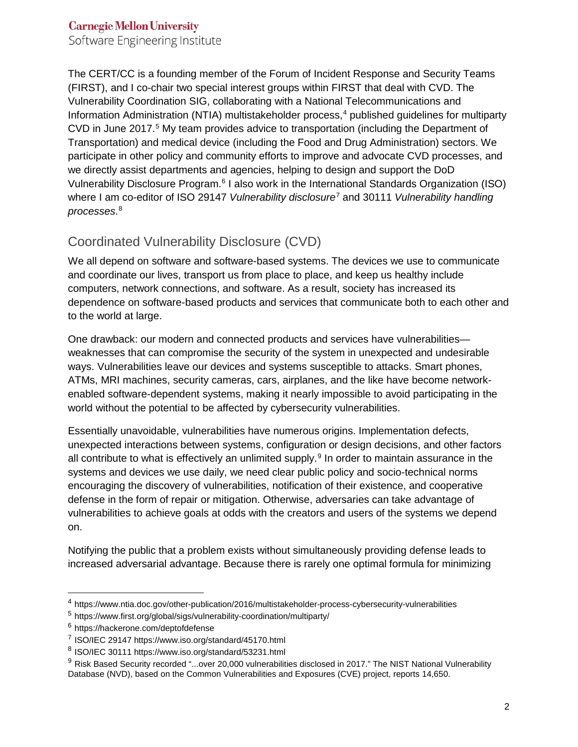The CERT/CC is a founding member of the Forum of Incident Response and Security Teams (FIRST), and I co-chair two special interest groups within FIRST that deal with CVD. The Vulnerability Coordination SIG, collaborating with a National Telecommunications and Information Administration (NTIA) multistakeholder process,[4] published guidelines for multiparty CVD in June 2017.[5] My team provides advice to transportation (including the Department of Transportation) and medical device (including the Food and Drug Administration) sectors. We participate in other policy and community efforts to improve and advocate CVD processes, and we directly assist departments and agencies, helping to design and support the DoD Vulnerability Disclosure Program.[6] I also work in the International Standards Organization (ISO) where I am co-editor of ISO 29147 *Vulnerability disclosure*[7] and 30111 *Vulnerability handling processes*.[8]

## Coordinated Vulnerability Disclosure (CVD)

We all depend on software and software-based systems. The devices we use to communicate and coordinate our lives, transport us from place to place, and keep us healthy include computers, network connections, and software. As a result, society has increased its dependence on software-based products and services that communicate both to each other and to the world at large.

One drawback: our modern and connected products and services have vulnerabilities—weaknesses that can compromise the security of the system in unexpected and undesirable ways. Vulnerabilities leave our devices and systems susceptible to attacks. Smart phones, ATMs, MRI machines, security cameras, cars, airplanes, and the like have become network-enabled software-dependent systems, making it nearly impossible to avoid participating in the world without the potential to be affected by cybersecurity vulnerabilities.

Essentially unavoidable, vulnerabilities have numerous origins. Implementation defects, unexpected interactions between systems, configuration or design decisions, and other factors all contribute to what is effectively an unlimited supply.[9] In order to maintain assurance in the systems and devices we use daily, we need clear public policy and socio-technical norms encouraging the discovery of vulnerabilities, notification of their existence, and cooperative defense in the form of repair or mitigation. Otherwise, adversaries can take advantage of vulnerabilities to achieve goals at odds with the creators and users of the systems we depend on.

Notifying the public that a problem exists without simultaneously providing defense leads to increased adversarial advantage. Because there is rarely one optimal formula for minimizing

---

[4] https://www.ntia.doc.gov/other-publication/2016/multistakeholder-process-cybersecurity-vulnerabilities

[5] https://www.first.org/global/sigs/vulnerability-coordination/multiparty/

[6] https://hackerone.com/deptofdefense

[7] ISO/IEC 29147 https://www.iso.org/standard/45170.html

[8] ISO/IEC 30111 https://www.iso.org/standard/53231.html

[9] Risk Based Security recorded "...over 20,000 vulnerabilities disclosed in 2017." The NIST National Vulnerability Database (NVD), based on the Common Vulnerabilities and Exposures (CVE) project, reports 14,650.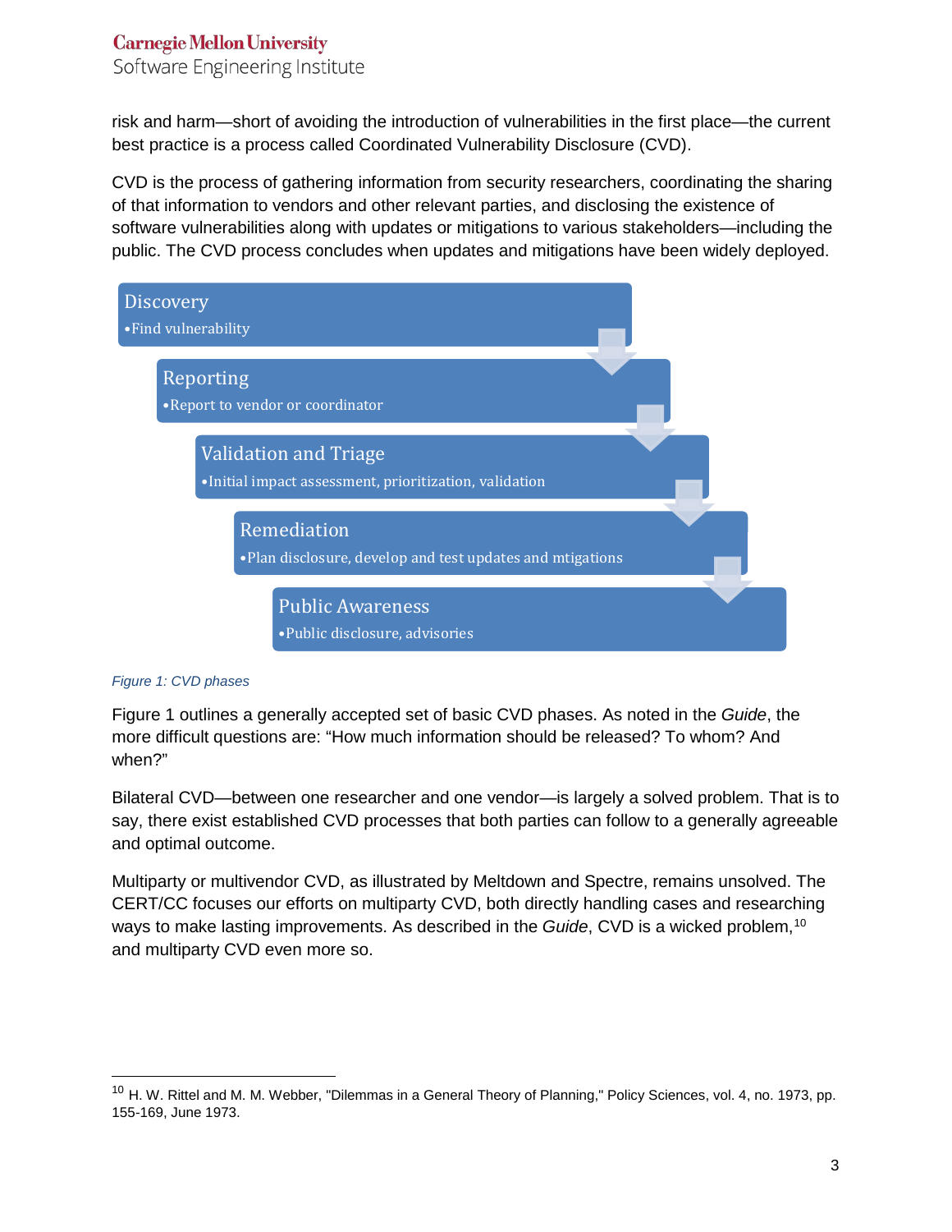risk and harm—short of avoiding the introduction of vulnerabilities in the first place—the current best practice is a process called Coordinated Vulnerability Disclosure (CVD).

CVD is the process of gathering information from security researchers, coordinating the sharing of that information to vendors and other relevant parties, and disclosing the existence of software vulnerabilities along with updates or mitigations to various stakeholders—including the public. The CVD process concludes when updates and mitigations have been widely deployed.

Discovery
- Find vulnerability

Reporting
- Report to vendor or coordinator

Validation and Triage
- Initial impact assessment, prioritization, validation

Remediation
- Plan disclosure, develop and test updates and mtigations

Public Awareness
- Public disclosure, advisories

*Figure 1: CVD phases*

Figure 1 outlines a generally accepted set of basic CVD phases. As noted in the *Guide*, the more difficult questions are: "How much information should be released? To whom? And when?"

Bilateral CVD—between one researcher and one vendor—is largely a solved problem. That is to say, there exist established CVD processes that both parties can follow to a generally agreeable and optimal outcome.

Multiparty or multivendor CVD, as illustrated by Meltdown and Spectre, remains unsolved. The CERT/CC focuses our efforts on multiparty CVD, both directly handling cases and researching ways to make lasting improvements. As described in the *Guide*, CVD is a wicked problem,[10] and multiparty CVD even more so.

[10] H. W. Rittel and M. M. Webber, "Dilemmas in a General Theory of Planning," Policy Sciences, vol. 4, no. 1973, pp. 155-169, June 1973.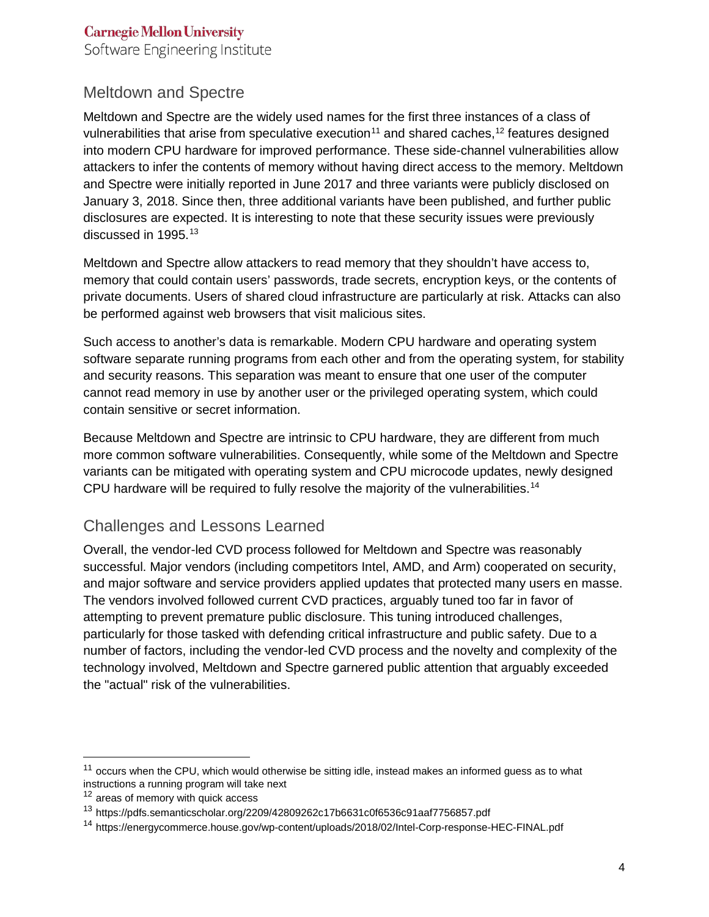## Meltdown and Spectre

Meltdown and Spectre are the widely used names for the first three instances of a class of vulnerabilities that arise from speculative execution[11] and shared caches,[12] features designed into modern CPU hardware for improved performance. These side-channel vulnerabilities allow attackers to infer the contents of memory without having direct access to the memory. Meltdown and Spectre were initially reported in June 2017 and three variants were publicly disclosed on January 3, 2018. Since then, three additional variants have been published, and further public disclosures are expected. It is interesting to note that these security issues were previously discussed in 1995.[13]

Meltdown and Spectre allow attackers to read memory that they shouldn't have access to, memory that could contain users' passwords, trade secrets, encryption keys, or the contents of private documents. Users of shared cloud infrastructure are particularly at risk. Attacks can also be performed against web browsers that visit malicious sites.

Such access to another's data is remarkable. Modern CPU hardware and operating system software separate running programs from each other and from the operating system, for stability and security reasons. This separation was meant to ensure that one user of the computer cannot read memory in use by another user or the privileged operating system, which could contain sensitive or secret information.

Because Meltdown and Spectre are intrinsic to CPU hardware, they are different from much more common software vulnerabilities. Consequently, while some of the Meltdown and Spectre variants can be mitigated with operating system and CPU microcode updates, newly designed CPU hardware will be required to fully resolve the majority of the vulnerabilities.[14]

## Challenges and Lessons Learned

Overall, the vendor-led CVD process followed for Meltdown and Spectre was reasonably successful. Major vendors (including competitors Intel, AMD, and Arm) cooperated on security, and major software and service providers applied updates that protected many users en masse. The vendors involved followed current CVD practices, arguably tuned too far in favor of attempting to prevent premature public disclosure. This tuning introduced challenges, particularly for those tasked with defending critical infrastructure and public safety. Due to a number of factors, including the vendor-led CVD process and the novelty and complexity of the technology involved, Meltdown and Spectre garnered public attention that arguably exceeded the "actual" risk of the vulnerabilities.

---

[11] occurs when the CPU, which would otherwise be sitting idle, instead makes an informed guess as to what instructions a running program will take next

[12] areas of memory with quick access

[13] https://pdfs.semanticscholar.org/2209/42809262c17b6631c0f6536c91aaf7756857.pdf

[14] https://energycommerce.house.gov/wp-content/uploads/2018/02/Intel-Corp-response-HEC-FINAL.pdf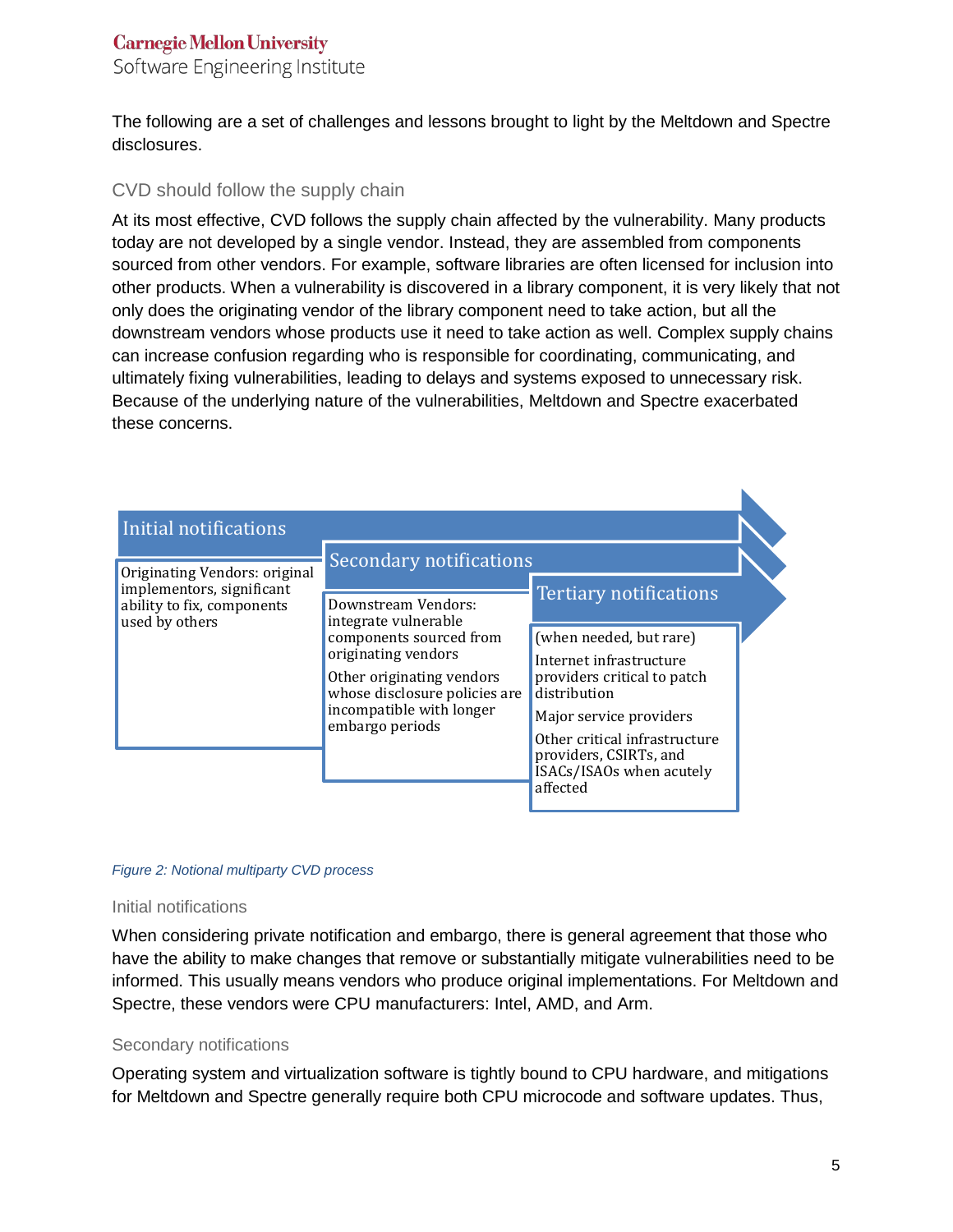The following are a set of challenges and lessons brought to light by the Meltdown and Spectre disclosures.

### CVD should follow the supply chain

At its most effective, CVD follows the supply chain affected by the vulnerability. Many products today are not developed by a single vendor. Instead, they are assembled from components sourced from other vendors. For example, software libraries are often licensed for inclusion into other products. When a vulnerability is discovered in a library component, it is very likely that not only does the originating vendor of the library component need to take action, but all the downstream vendors whose products use it need to take action as well. Complex supply chains can increase confusion regarding who is responsible for coordinating, communicating, and ultimately fixing vulnerabilities, leading to delays and systems exposed to unnecessary risk. Because of the underlying nature of the vulnerabilities, Meltdown and Spectre exacerbated these concerns.

| Initial notifications | Secondary notifications | Tertiary notifications |
| --- | --- | --- |
| Originating Vendors: original implementors, significant ability to fix, components used by others | Downstream Vendors: integrate vulnerable components sourced from originating vendors<br><br>Other originating vendors whose disclosure policies are incompatible with longer embargo periods | (when needed, but rare)<br><br>Internet infrastructure providers critical to patch distribution<br><br>Major service providers<br><br>Other critical infrastructure providers, CSIRTs, and ISACs/ISAOs when acutely affected |

*Figure 2: Notional multiparty CVD process*

#### Initial notifications

When considering private notification and embargo, there is general agreement that those who have the ability to make changes that remove or substantially mitigate vulnerabilities need to be informed. This usually means vendors who produce original implementations. For Meltdown and Spectre, these vendors were CPU manufacturers: Intel, AMD, and Arm.

#### Secondary notifications

Operating system and virtualization software is tightly bound to CPU hardware, and mitigations for Meltdown and Spectre generally require both CPU microcode and software updates. Thus,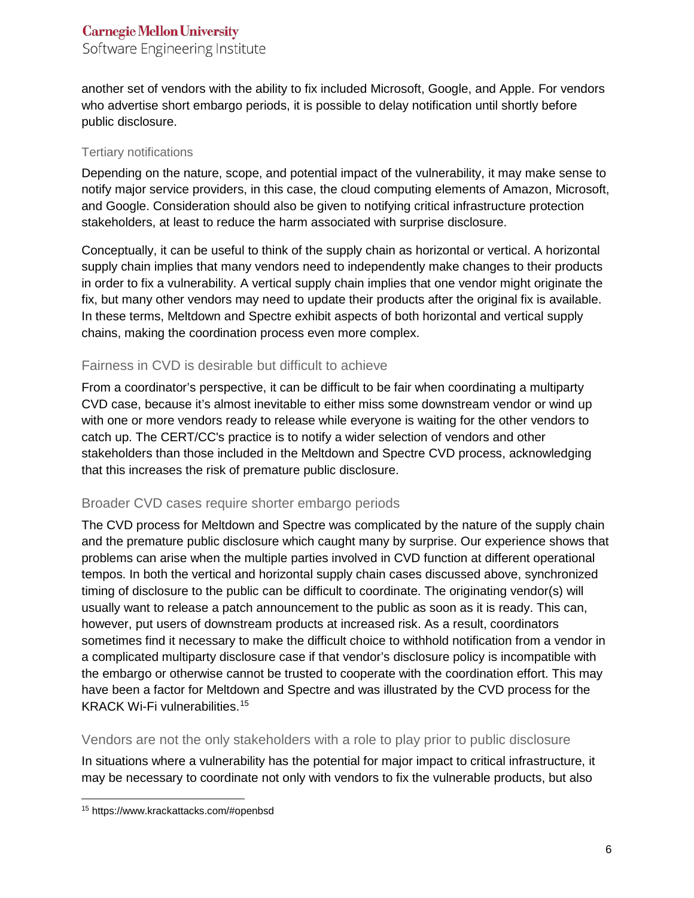another set of vendors with the ability to fix included Microsoft, Google, and Apple. For vendors who advertise short embargo periods, it is possible to delay notification until shortly before public disclosure.

#### Tertiary notifications

Depending on the nature, scope, and potential impact of the vulnerability, it may make sense to notify major service providers, in this case, the cloud computing elements of Amazon, Microsoft, and Google. Consideration should also be given to notifying critical infrastructure protection stakeholders, at least to reduce the harm associated with surprise disclosure.

Conceptually, it can be useful to think of the supply chain as horizontal or vertical. A horizontal supply chain implies that many vendors need to independently make changes to their products in order to fix a vulnerability. A vertical supply chain implies that one vendor might originate the fix, but many other vendors may need to update their products after the original fix is available. In these terms, Meltdown and Spectre exhibit aspects of both horizontal and vertical supply chains, making the coordination process even more complex.

### Fairness in CVD is desirable but difficult to achieve

From a coordinator's perspective, it can be difficult to be fair when coordinating a multiparty CVD case, because it's almost inevitable to either miss some downstream vendor or wind up with one or more vendors ready to release while everyone is waiting for the other vendors to catch up. The CERT/CC's practice is to notify a wider selection of vendors and other stakeholders than those included in the Meltdown and Spectre CVD process, acknowledging that this increases the risk of premature public disclosure.

### Broader CVD cases require shorter embargo periods

The CVD process for Meltdown and Spectre was complicated by the nature of the supply chain and the premature public disclosure which caught many by surprise. Our experience shows that problems can arise when the multiple parties involved in CVD function at different operational tempos. In both the vertical and horizontal supply chain cases discussed above, synchronized timing of disclosure to the public can be difficult to coordinate. The originating vendor(s) will usually want to release a patch announcement to the public as soon as it is ready. This can, however, put users of downstream products at increased risk. As a result, coordinators sometimes find it necessary to make the difficult choice to withhold notification from a vendor in a complicated multiparty disclosure case if that vendor's disclosure policy is incompatible with the embargo or otherwise cannot be trusted to cooperate with the coordination effort. This may have been a factor for Meltdown and Spectre and was illustrated by the CVD process for the KRACK Wi-Fi vulnerabilities.[15]

### Vendors are not the only stakeholders with a role to play prior to public disclosure

In situations where a vulnerability has the potential for major impact to critical infrastructure, it may be necessary to coordinate not only with vendors to fix the vulnerable products, but also

---

[15] https://www.krackattacks.com/#openbsd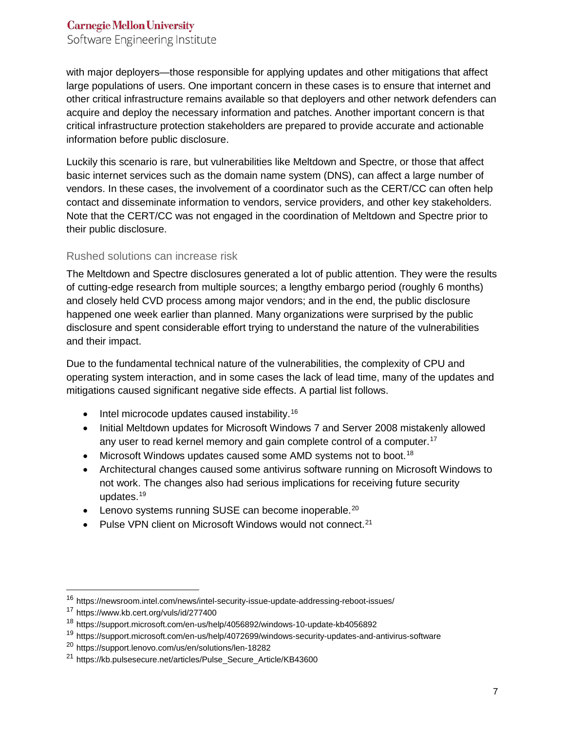with major deployers—those responsible for applying updates and other mitigations that affect large populations of users. One important concern in these cases is to ensure that internet and other critical infrastructure remains available so that deployers and other network defenders can acquire and deploy the necessary information and patches. Another important concern is that critical infrastructure protection stakeholders are prepared to provide accurate and actionable information before public disclosure.

Luckily this scenario is rare, but vulnerabilities like Meltdown and Spectre, or those that affect basic internet services such as the domain name system (DNS), can affect a large number of vendors. In these cases, the involvement of a coordinator such as the CERT/CC can often help contact and disseminate information to vendors, service providers, and other key stakeholders. Note that the CERT/CC was not engaged in the coordination of Meltdown and Spectre prior to their public disclosure.

### Rushed solutions can increase risk

The Meltdown and Spectre disclosures generated a lot of public attention. They were the results of cutting-edge research from multiple sources; a lengthy embargo period (roughly 6 months) and closely held CVD process among major vendors; and in the end, the public disclosure happened one week earlier than planned. Many organizations were surprised by the public disclosure and spent considerable effort trying to understand the nature of the vulnerabilities and their impact.

Due to the fundamental technical nature of the vulnerabilities, the complexity of CPU and operating system interaction, and in some cases the lack of lead time, many of the updates and mitigations caused significant negative side effects. A partial list follows.

- Intel microcode updates caused instability.[16]
- Initial Meltdown updates for Microsoft Windows 7 and Server 2008 mistakenly allowed any user to read kernel memory and gain complete control of a computer.[17]
- Microsoft Windows updates caused some AMD systems not to boot.[18]
- Architectural changes caused some antivirus software running on Microsoft Windows to not work. The changes also had serious implications for receiving future security updates.[19]
- Lenovo systems running SUSE can become inoperable.[20]
- Pulse VPN client on Microsoft Windows would not connect.[21]

---

[16] https://newsroom.intel.com/news/intel-security-issue-update-addressing-reboot-issues/

[17] https://www.kb.cert.org/vuls/id/277400

[18] https://support.microsoft.com/en-us/help/4056892/windows-10-update-kb4056892

[19] https://support.microsoft.com/en-us/help/4072699/windows-security-updates-and-antivirus-software

[20] https://support.lenovo.com/us/en/solutions/len-18282

[21] https://kb.pulsesecure.net/articles/Pulse_Secure_Article/KB43600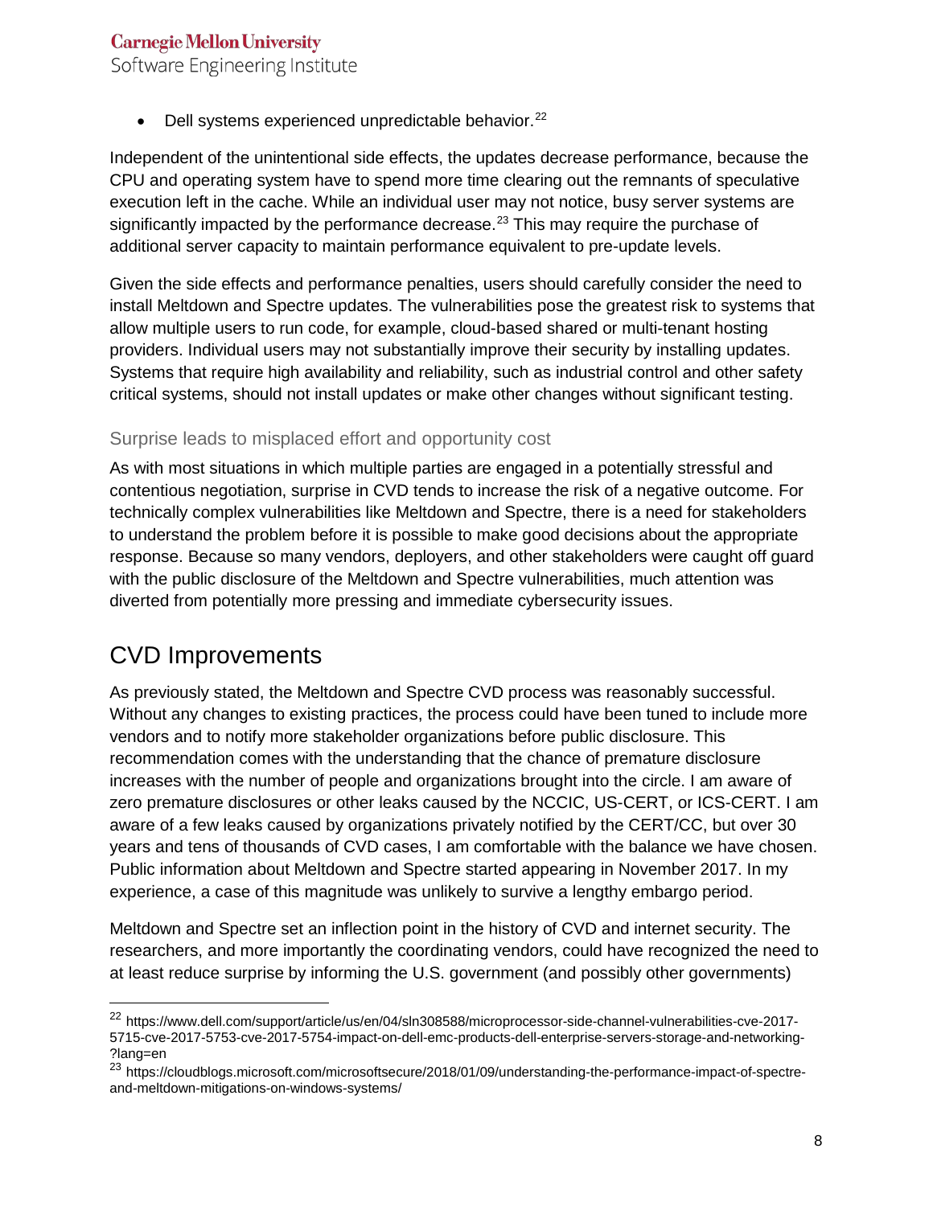- Dell systems experienced unpredictable behavior.[22]

Independent of the unintentional side effects, the updates decrease performance, because the CPU and operating system have to spend more time clearing out the remnants of speculative execution left in the cache. While an individual user may not notice, busy server systems are significantly impacted by the performance decrease.[23] This may require the purchase of additional server capacity to maintain performance equivalent to pre-update levels.

Given the side effects and performance penalties, users should carefully consider the need to install Meltdown and Spectre updates. The vulnerabilities pose the greatest risk to systems that allow multiple users to run code, for example, cloud-based shared or multi-tenant hosting providers. Individual users may not substantially improve their security by installing updates. Systems that require high availability and reliability, such as industrial control and other safety critical systems, should not install updates or make other changes without significant testing.

### Surprise leads to misplaced effort and opportunity cost

As with most situations in which multiple parties are engaged in a potentially stressful and contentious negotiation, surprise in CVD tends to increase the risk of a negative outcome. For technically complex vulnerabilities like Meltdown and Spectre, there is a need for stakeholders to understand the problem before it is possible to make good decisions about the appropriate response. Because so many vendors, deployers, and other stakeholders were caught off guard with the public disclosure of the Meltdown and Spectre vulnerabilities, much attention was diverted from potentially more pressing and immediate cybersecurity issues.

## CVD Improvements

As previously stated, the Meltdown and Spectre CVD process was reasonably successful. Without any changes to existing practices, the process could have been tuned to include more vendors and to notify more stakeholder organizations before public disclosure. This recommendation comes with the understanding that the chance of premature disclosure increases with the number of people and organizations brought into the circle. I am aware of zero premature disclosures or other leaks caused by the NCCIC, US-CERT, or ICS-CERT. I am aware of a few leaks caused by organizations privately notified by the CERT/CC, but over 30 years and tens of thousands of CVD cases, I am comfortable with the balance we have chosen. Public information about Meltdown and Spectre started appearing in November 2017. In my experience, a case of this magnitude was unlikely to survive a lengthy embargo period.

Meltdown and Spectre set an inflection point in the history of CVD and internet security. The researchers, and more importantly the coordinating vendors, could have recognized the need to at least reduce surprise by informing the U.S. government (and possibly other governments)

---

[22] https://www.dell.com/support/article/us/en/04/sln308588/microprocessor-side-channel-vulnerabilities-cve-2017-5715-cve-2017-5753-cve-2017-5754-impact-on-dell-emc-products-dell-enterprise-servers-storage-and-networking-?lang=en

[23] https://cloudblogs.microsoft.com/microsoftsecure/2018/01/09/understanding-the-performance-impact-of-spectre-and-meltdown-mitigations-on-windows-systems/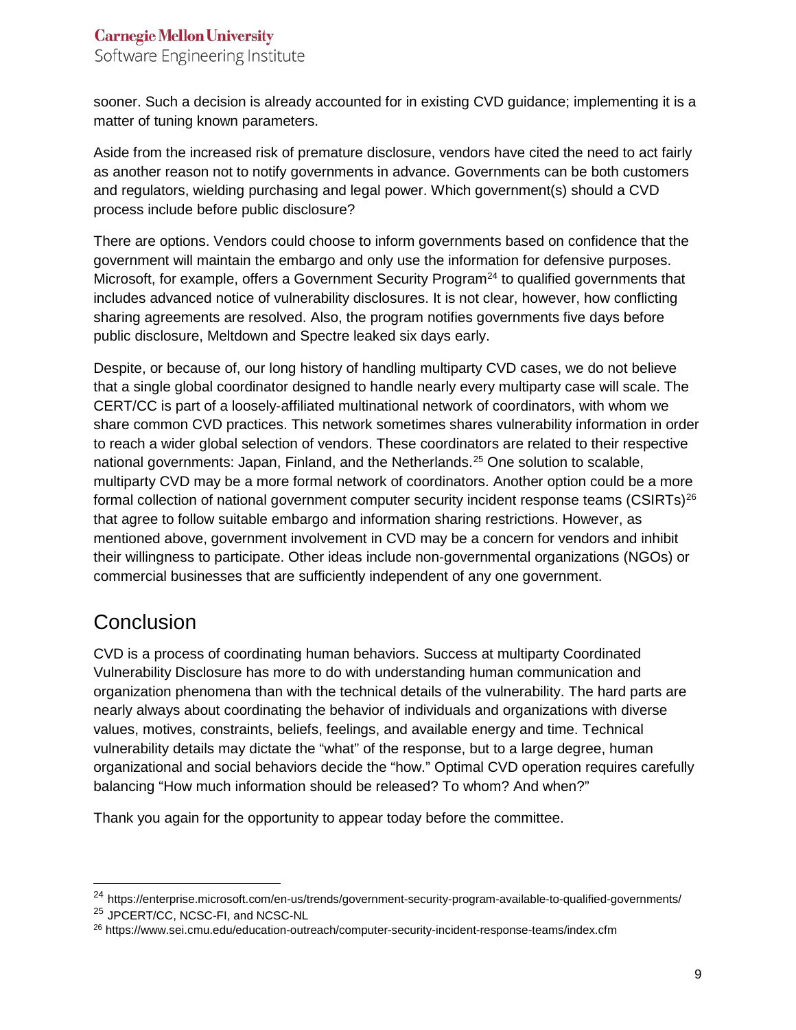sooner. Such a decision is already accounted for in existing CVD guidance; implementing it is a matter of tuning known parameters.

Aside from the increased risk of premature disclosure, vendors have cited the need to act fairly as another reason not to notify governments in advance. Governments can be both customers and regulators, wielding purchasing and legal power. Which government(s) should a CVD process include before public disclosure?

There are options. Vendors could choose to inform governments based on confidence that the government will maintain the embargo and only use the information for defensive purposes. Microsoft, for example, offers a Government Security Program[24] to qualified governments that includes advanced notice of vulnerability disclosures. It is not clear, however, how conflicting sharing agreements are resolved. Also, the program notifies governments five days before public disclosure, Meltdown and Spectre leaked six days early.

Despite, or because of, our long history of handling multiparty CVD cases, we do not believe that a single global coordinator designed to handle nearly every multiparty case will scale. The CERT/CC is part of a loosely-affiliated multinational network of coordinators, with whom we share common CVD practices. This network sometimes shares vulnerability information in order to reach a wider global selection of vendors. These coordinators are related to their respective national governments: Japan, Finland, and the Netherlands.[25] One solution to scalable, multiparty CVD may be a more formal network of coordinators. Another option could be a more formal collection of national government computer security incident response teams (CSIRTs)[26] that agree to follow suitable embargo and information sharing restrictions. However, as mentioned above, government involvement in CVD may be a concern for vendors and inhibit their willingness to participate. Other ideas include non-governmental organizations (NGOs) or commercial businesses that are sufficiently independent of any one government.

## Conclusion

CVD is a process of coordinating human behaviors. Success at multiparty Coordinated Vulnerability Disclosure has more to do with understanding human communication and organization phenomena than with the technical details of the vulnerability. The hard parts are nearly always about coordinating the behavior of individuals and organizations with diverse values, motives, constraints, beliefs, feelings, and available energy and time. Technical vulnerability details may dictate the "what" of the response, but to a large degree, human organizational and social behaviors decide the "how." Optimal CVD operation requires carefully balancing "How much information should be released? To whom? And when?"

Thank you again for the opportunity to appear today before the committee.

---

[24] https://enterprise.microsoft.com/en-us/trends/government-security-program-available-to-qualified-governments/

[25] JPCERT/CC, NCSC-FI, and NCSC-NL

[26] https://www.sei.cmu.edu/education-outreach/computer-security-incident-response-teams/index.cfm